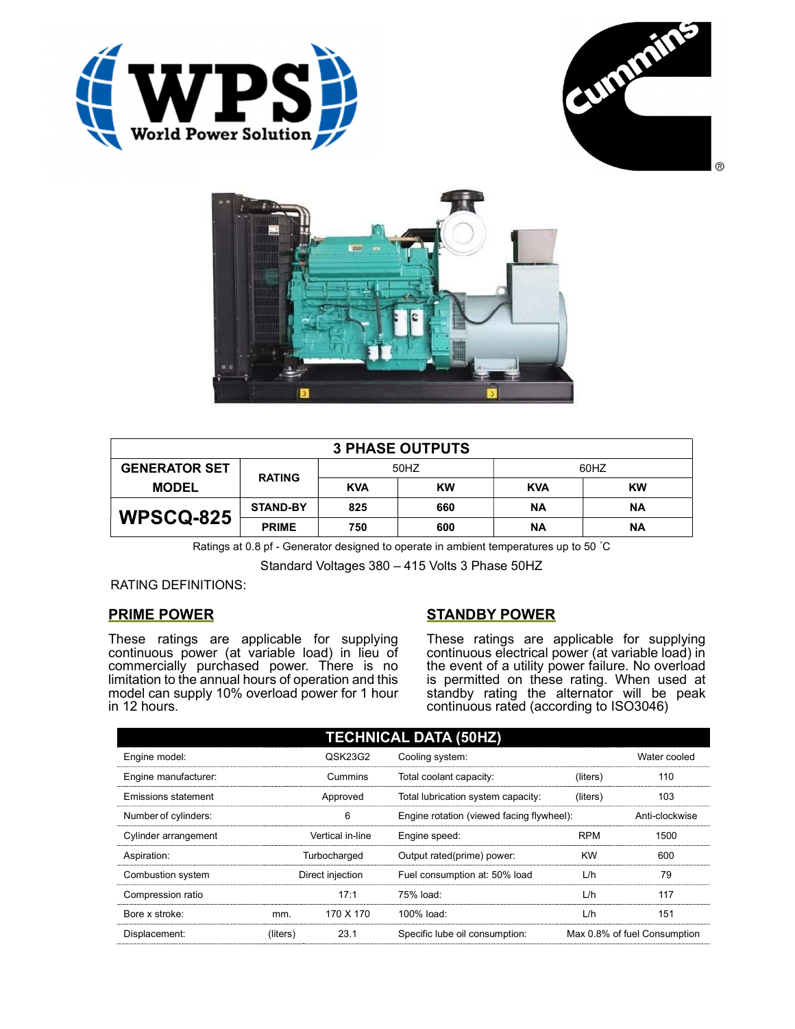## 3 PHASE OUTPUTS

| GENERATOR SET MODEL | RATING | 50HZ | | 60HZ | |
|---|---|---|---|---|---|
| | | KVA | KW | KVA | KW |
| **WPSCQ-825** | STAND-BY | 825 | 660 | NA | NA |
| | PRIME | 750 | 600 | NA | NA |

Ratings at 0.8 pf - Generator designed to operate in ambient temperatures up to 50 ˚C

Standard Voltages 380 – 415 Volts 3 Phase 50HZ

RATING DEFINITIONS:

### PRIME POWER

These ratings are applicable for supplying continuous power (at variable load) in lieu of commercially purchased power. There is no limitation to the annual hours of operation and this model can supply 10% overload power for 1 hour in 12 hours.

### STANDBY POWER

These ratings are applicable for supplying continuous electrical power (at variable load) in the event of a utility power failure. No overload is permitted on these rating. When used at standby rating the alternator will be peak continuous rated (according to ISO3046)

## TECHNICAL DATA (50HZ)

| | | | | | |
|---|---|---|---|---|---|
| Engine model: | | QSK23G2 | Cooling system: | | Water cooled |
| Engine manufacturer: | | Cummins | Total coolant capacity: | (liters) | 110 |
| Emissions statement | | Approved | Total lubrication system capacity: | (liters) | 103 |
| Number of cylinders: | | 6 | Engine rotation (viewed facing flywheel): | | Anti-clockwise |
| Cylinder arrangement | | Vertical in-line | Engine speed: | RPM | 1500 |
| Aspiration: | | Turbocharged | Output rated(prime) power: | KW | 600 |
| Combustion system | | Direct injection | Fuel consumption at: 50% load | L/h | 79 |
| Compression ratio | | 17:1 | 75% load: | L/h | 117 |
| Bore x stroke: | mm. | 170 X 170 | 100% load: | L/h | 151 |
| Displacement: | (liters) | 23.1 | Specific lube oil consumption: | | Max 0.8% of fuel Consumption |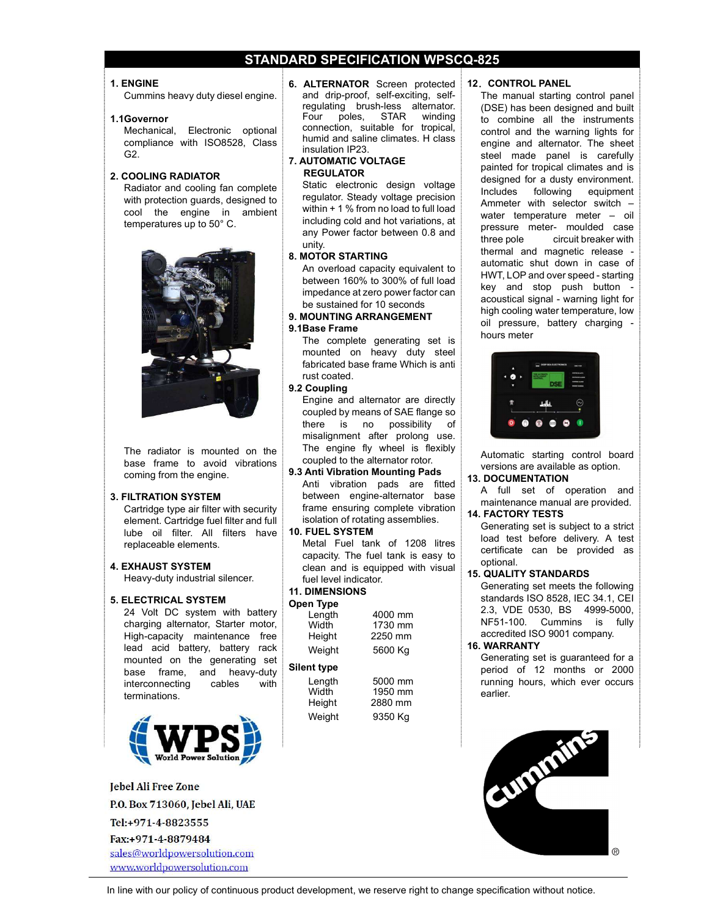# STANDARD SPECIFICATION WPSCQ-825

### 1. ENGINE

Cummins heavy duty diesel engine.

### 1.1Governor

Mechanical, Electronic optional compliance with ISO8528, Class G2.

### 2. COOLING RADIATOR

Radiator and cooling fan complete with protection guards, designed to cool the engine in ambient temperatures up to 50° C.

The radiator is mounted on the base frame to avoid vibrations coming from the engine.

### 3. FILTRATION SYSTEM

Cartridge type air filter with security element. Cartridge fuel filter and full lube oil filter. All filters have replaceable elements.

### 4. EXHAUST SYSTEM

Heavy-duty industrial silencer.

### 5. ELECTRICAL SYSTEM

24 Volt DC system with battery charging alternator, Starter motor, High-capacity maintenance free lead acid battery, battery rack mounted on the generating set base frame, and heavy-duty interconnecting cables with terminations.

### 6. ALTERNATOR

Screen protected and drip-proof, self-exciting, self-regulating brush-less alternator. Four poles, STAR winding connection, suitable for tropical, humid and saline climates. H class insulation IP23.

### 7. AUTOMATIC VOLTAGE REGULATOR

Static electronic design voltage regulator. Steady voltage precision within + 1 % from no load to full load including cold and hot variations, at any Power factor between 0.8 and unity.

### 8. MOTOR STARTING

An overload capacity equivalent to between 160% to 300% of full load impedance at zero power factor can be sustained for 10 seconds

### 9. MOUNTING ARRANGEMENT

### 9.1Base Frame

The complete generating set is mounted on heavy duty steel fabricated base frame Which is anti rust coated.

### 9.2 Coupling

Engine and alternator are directly coupled by means of SAE flange so there is no possibility of misalignment after prolong use. The engine fly wheel is flexibly coupled to the alternator rotor.

### 9.3 Anti Vibration Mounting Pads

Anti vibration pads are fitted between engine-alternator base frame ensuring complete vibration isolation of rotating assemblies.

### 10. FUEL SYSTEM

Metal Fuel tank of 1208 litres capacity. The fuel tank is easy to clean and is equipped with visual fuel level indicator.

### 11. DIMENSIONS

**Open Type**

| | |
|---|---|
| Length | 4000 mm |
| Width | 1730 mm |
| Height | 2250 mm |
| Weight | 5600 Kg |

**Silent type**

| | |
|---|---|
| Length | 5000 mm |
| Width | 1950 mm |
| Height | 2880 mm |
| Weight | 9350 Kg |

### 12. CONTROL PANEL

The manual starting control panel (DSE) has been designed and built to combine all the instruments control and the warning lights for engine and alternator. The sheet steel made panel is carefully painted for tropical climates and is designed for a dusty environment. Includes following equipment Ammeter with selector switch – water temperature meter – oil pressure meter- moulded case three pole circuit breaker with thermal and magnetic release - automatic shut down in case of HWT, LOP and over speed - starting key and stop push button - acoustical signal - warning light for high cooling water temperature, low oil pressure, battery charging - hours meter

Automatic starting control board versions are available as option.

### 13. DOCUMENTATION

A full set of operation and maintenance manual are provided.

### 14. FACTORY TESTS

Generating set is subject to a strict load test before delivery. A test certificate can be provided as optional.

### 15. QUALITY STANDARDS

Generating set meets the following standards ISO 8528, IEC 34.1, CEI 2.3, VDE 0530, BS 4999-5000, NF51-100. Cummins is fully accredited ISO 9001 company.

### 16. WARRANTY

Generating set is guaranteed for a period of 12 months or 2000 running hours, which ever occurs earlier.

WPS World Power Solution

Jebel Ali Free Zone
P.O. Box 713060, Jebel Ali, UAE
Tel:+971-4-8823555
Fax:+971-4-8879484
sales@worldpowersolution.com
www.worldpowersolution.com

Cummins®

In line with our policy of continuous product development, we reserve right to change specification without notice.